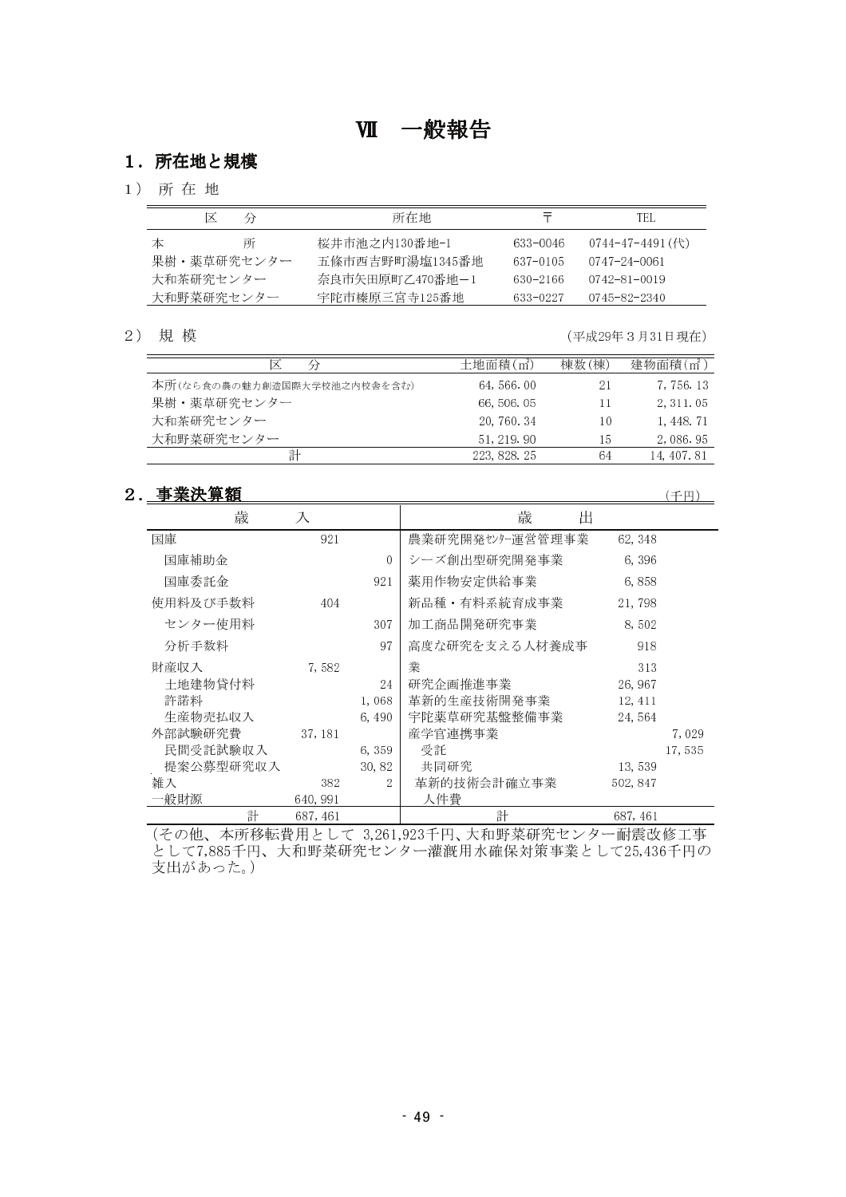# Ⅶ 一般報告

## 1．所在地と規模

### 1） 所 在 地

| 区 分 | 所在地 | 〒 | TEL |
|---|---|---|---|
| 本 所 | 桜井市池之内130番地-1 | 633-0046 | 0744-47-4491(代) |
| 果樹・薬草研究センター | 五條市西吉野町湯塩1345番地 | 637-0105 | 0747-24-0061 |
| 大和茶研究センター | 奈良市矢田原町乙470番地－1 | 630-2166 | 0742-81-0019 |
| 大和野菜研究センター | 宇陀市榛原三宮寺125番地 | 633-0227 | 0745-82-2340 |

### 2） 規 模

(平成29年３月31日現在)

| 区 分 | 土地面積(㎡) | 棟数(棟) | 建物面積(㎡) |
|---|---|---|---|
| 本所(なら食の農の魅力創造国際大学校池之内校舎を含む) | 64,566.00 | 21 | 7,756.13 |
| 果樹・薬草研究センター | 66,506.05 | 11 | 2,311.05 |
| 大和茶研究センター | 20,760.34 | 10 | 1,448.71 |
| 大和野菜研究センター | 51,219.90 | 15 | 2,086.95 |
| 計 | 223,828.25 | 64 | 14,407.81 |

## 2．事業決算額

(千円)

| 歳 入 | | | 歳 出 | | |
|---|---|---|---|---|---|
| 国庫 | 921 | | 農業研究開発ｾﾝﾀｰ運営管理事業 | 62,348 | |
| 国庫補助金 | | 0 | シーズ創出型研究開発事業 | 6,396 | |
| 国庫委託金 | | 921 | 薬用作物安定供給事業 | 6,858 | |
| 使用料及び手数料 | 404 | | 新品種・有料系統育成事業 | 21,798 | |
| センター使用料 | | 307 | 加工商品開発研究事業 | 8,502 | |
| 分析手数料 | | 97 | 高度な研究を支える人材養成事 | 918 | |
| 財産収入 | 7,582 | | 業 | 313 | |
| 土地建物貸付料 | | 24 | 研究企画推進事業 | 26,967 | |
| 許諾料 | | 1,068 | 革新的生産技術開発事業 | 12,411 | |
| 生産物売払収入 | | 6,490 | 宇陀薬草研究基盤整備事業 | 24,564 | |
| 外部試験研究費 | 37,181 | | 産学官連携事業 | | 7,029 |
| 民間受託試験収入 | | 6,359 | 受託 | | 17,535 |
| 提案公募型研究収入 | | 30,82 | 共同研究 | 13,539 | |
| 雑入 | 382 | 2 | 革新的技術会計確立事業 | 502,847 | |
| 一般財源 | 640,991 | | 人件費 | | |
| 計 | 687,461 | | 計 | 687,461 | |

(その他、本所移転費用として 3,261,923千円、大和野菜研究センター耐震改修工事として7,885千円、大和野菜研究センター灌漑用水確保対策事業として25,436千円の支出があった。)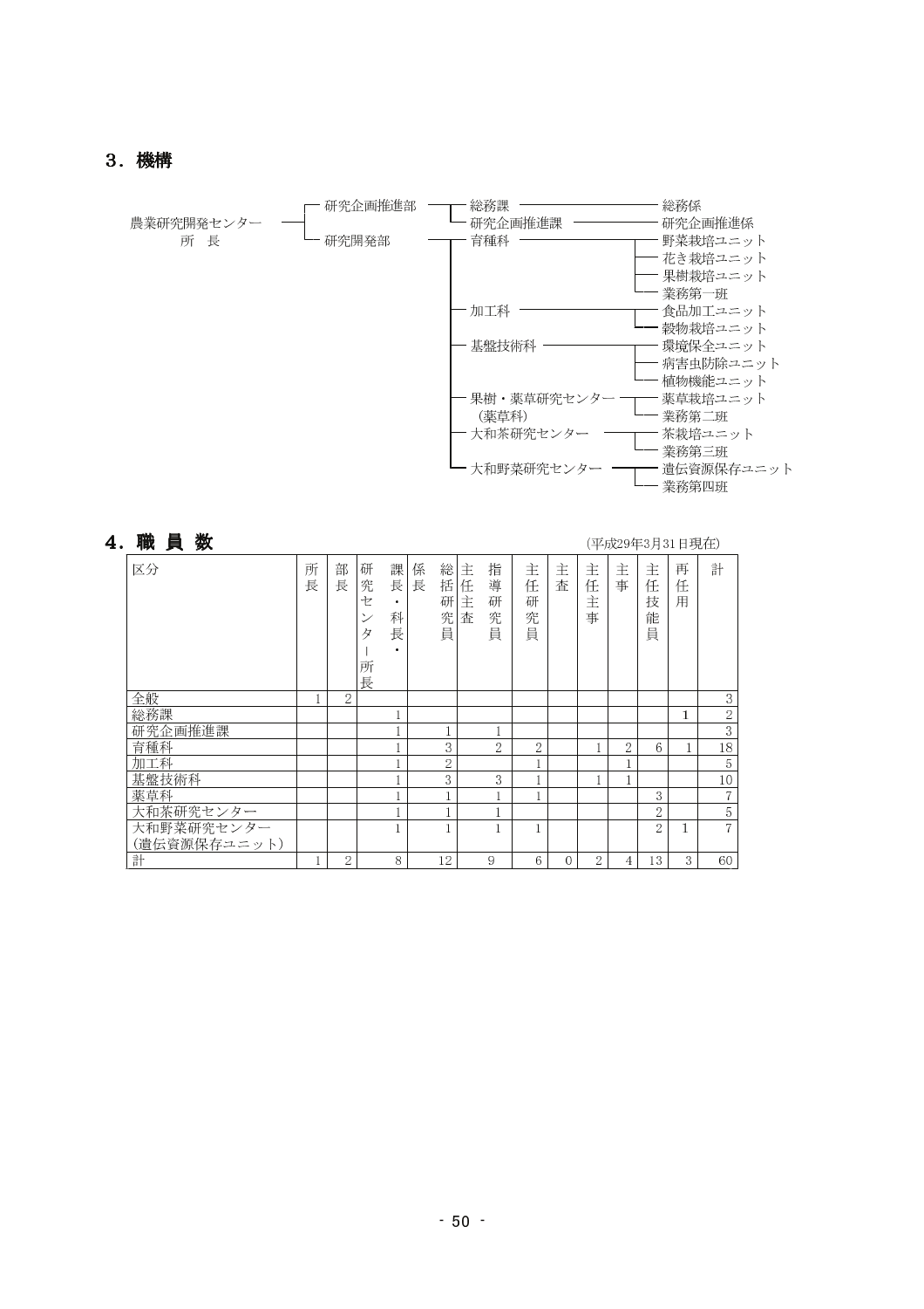## 3．機構

- 農業研究開発センター 所　長
  - 研究企画推進部
    - 総務課 ― 総務係
    - 研究企画推進課 ― 研究企画推進係
  - 研究開発部
    - 育種科
      - 野菜栽培ユニット
      - 花き栽培ユニット
      - 果樹栽培ユニット
      - 業務第一班
    - 加工科
      - 食品加工ユニット
      - 穀物栽培ユニット
    - 基盤技術科
      - 環境保全ユニット
      - 病害虫防除ユニット
      - 植物機能ユニット
    - 果樹・薬草研究センター（薬草科）
      - 薬草栽培ユニット
      - 業務第二班
    - 大和茶研究センター
      - 茶栽培ユニット
      - 業務第三班
    - 大和野菜研究センター
      - 遺伝資源保存ユニット
      - 業務第四班

## 4．職 員 数

（平成29年3月31日現在）

| 区分 | 所長 | 部長 | 研究センター所長 | 課長・科長・ | 係長 | 総括研究員 | 主任主査 | 指導研究員 | 主任研究員 | 主査 | 主任主事 | 主事 | 主任技能員 | 再任用 | 計 |
|---|---|---|---|---|---|---|---|---|---|---|---|---|---|---|---|
| 全般 | 1 | 2 | | | | | | | | | | | | | 3 |
| 総務課 | | | | 1 | | | | | | | | | | 1 | 2 |
| 研究企画推進課 | | | | 1 | | 1 | | 1 | | | | | | | 3 |
| 育種科 | | | | 1 | | 3 | | 2 | 2 | | 1 | 2 | 6 | 1 | 18 |
| 加工科 | | | | 1 | | 2 | | | 1 | | | 1 | | | 5 |
| 基盤技術科 | | | | 1 | | 3 | | 3 | 1 | | 1 | 1 | | | 10 |
| 薬草科 | | | | 1 | | 1 | | 1 | 1 | | | | 3 | | 7 |
| 大和茶研究センター | | | | 1 | | 1 | | 1 | | | | | 2 | | 5 |
| 大和野菜研究センター（遺伝資源保存ユニット） | | | | 1 | | 1 | | 1 | 1 | | | | 2 | 1 | 7 |
| 計 | 1 | 2 | | 8 | | 12 | | 9 | 6 | 0 | 2 | 4 | 13 | 3 | 60 |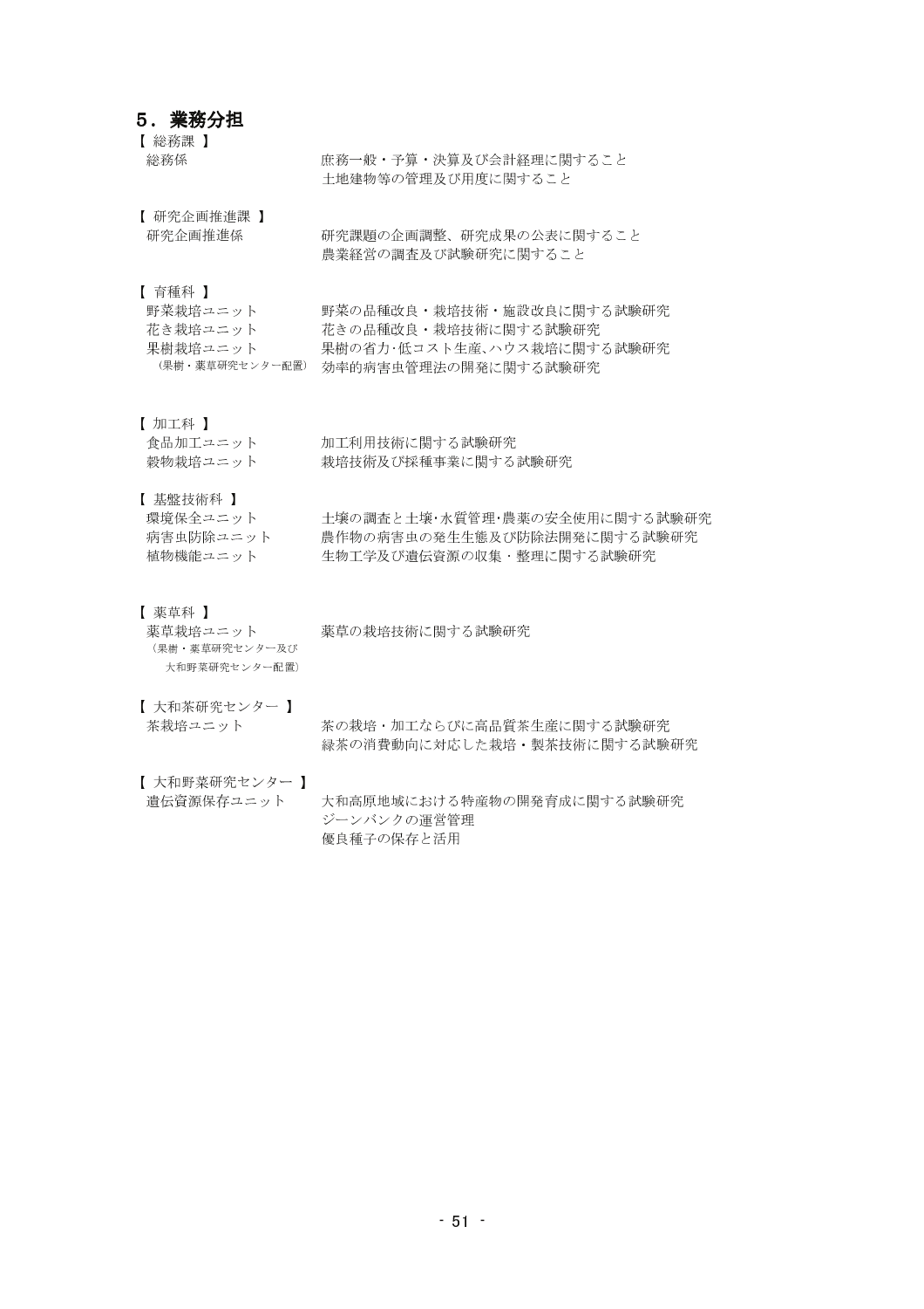## 5．業務分担

【 総務課 】

| | |
|---|---|
| 総務係 | 庶務一般・予算・決算及び会計経理に関すること<br>土地建物等の管理及び用度に関すること |

【 研究企画推進課 】

| | |
|---|---|
| 研究企画推進係 | 研究課題の企画調整、研究成果の公表に関すること<br>農業経営の調査及び試験研究に関すること |

【 育種科 】

| | |
|---|---|
| 野菜栽培ユニット | 野菜の品種改良・栽培技術・施設改良に関する試験研究 |
| 花き栽培ユニット | 花きの品種改良・栽培技術に関する試験研究 |
| 果樹栽培ユニット<br>（果樹・薬草研究センター配置） | 果樹の省力･低コスト生産､ハウス栽培に関する試験研究<br>効率的病害虫管理法の開発に関する試験研究 |

【 加工科 】

| | |
|---|---|
| 食品加工ユニット | 加工利用技術に関する試験研究 |
| 穀物栽培ユニット | 栽培技術及び採種事業に関する試験研究 |

【 基盤技術科 】

| | |
|---|---|
| 環境保全ユニット | 土壌の調査と土壌･水質管理･農薬の安全使用に関する試験研究 |
| 病害虫防除ユニット | 農作物の病害虫の発生生態及び防除法開発に関する試験研究 |
| 植物機能ユニット | 生物工学及び遺伝資源の収集・整理に関する試験研究 |

【 薬草科 】

| | |
|---|---|
| 薬草栽培ユニット<br>（果樹・薬草研究センター及び大和野菜研究センター配置） | 薬草の栽培技術に関する試験研究 |

【 大和茶研究センター 】

| | |
|---|---|
| 茶栽培ユニット | 茶の栽培・加工ならびに高品質茶生産に関する試験研究<br>緑茶の消費動向に対応した栽培・製茶技術に関する試験研究 |

【 大和野菜研究センター 】

| | |
|---|---|
| 遺伝資源保存ユニット | 大和高原地域における特産物の開発育成に関する試験研究<br>ジーンバンクの運営管理<br>優良種子の保存と活用 |